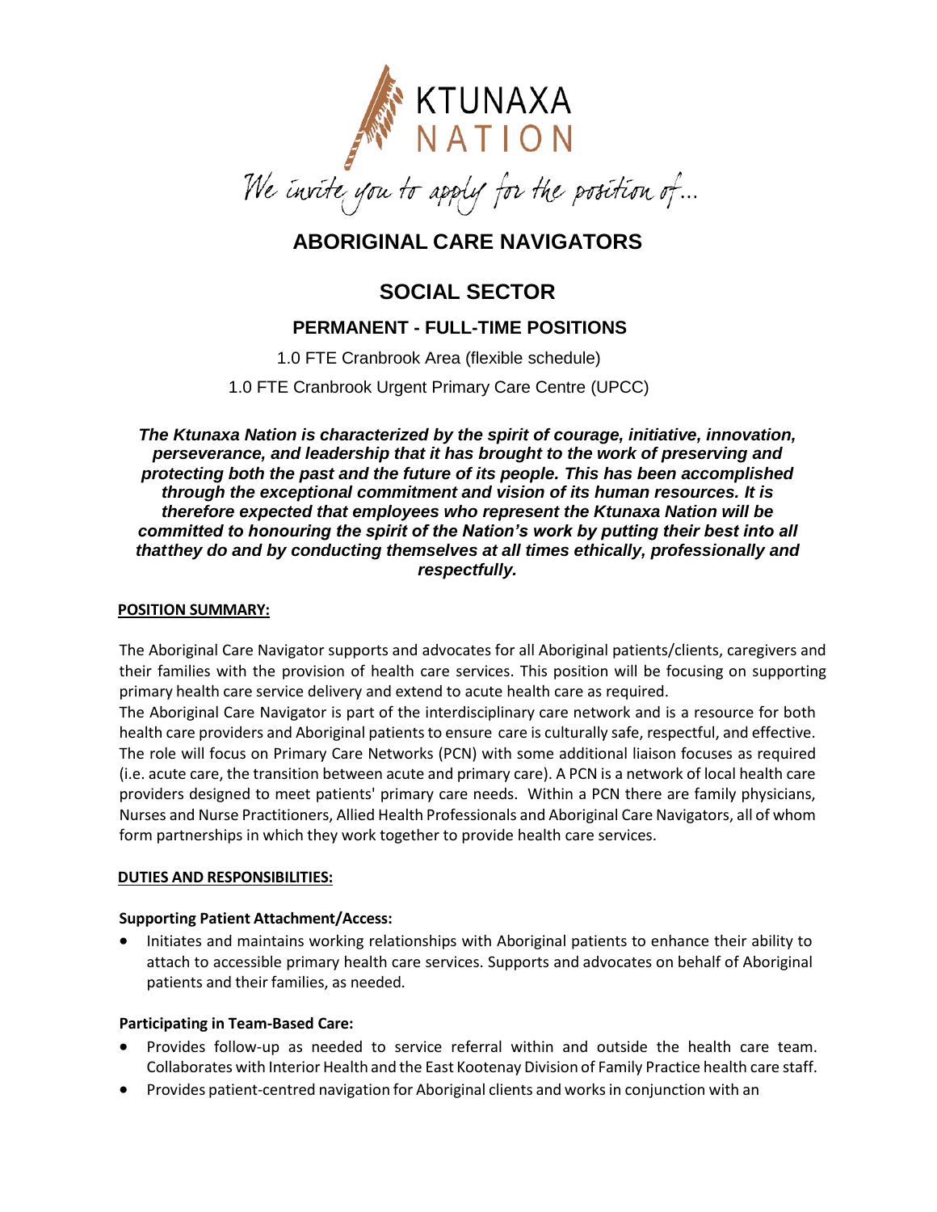KTUNAXA
NATION

*We invite you to apply for the position of...*

# ABORIGINAL CARE NAVIGATORS

# SOCIAL SECTOR

## PERMANENT - FULL-TIME POSITIONS

1.0 FTE Cranbrook Area (flexible schedule)

1.0 FTE Cranbrook Urgent Primary Care Centre (UPCC)

***The Ktunaxa Nation is characterized by the spirit of courage, initiative, innovation, perseverance, and leadership that it has brought to the work of preserving and protecting both the past and the future of its people. This has been accomplished through the exceptional commitment and vision of its human resources. It is therefore expected that employees who represent the Ktunaxa Nation will be committed to honouring the spirit of the Nation's work by putting their best into all thatthey do and by conducting themselves at all times ethically, professionally and respectfully.***

**POSITION SUMMARY:**

The Aboriginal Care Navigator supports and advocates for all Aboriginal patients/clients, caregivers and their families with the provision of health care services. This position will be focusing on supporting primary health care service delivery and extend to acute health care as required.

The Aboriginal Care Navigator is part of the interdisciplinary care network and is a resource for both health care providers and Aboriginal patients to ensure care is culturally safe, respectful, and effective. The role will focus on Primary Care Networks (PCN) with some additional liaison focuses as required (i.e. acute care, the transition between acute and primary care). A PCN is a network of local health care providers designed to meet patients' primary care needs. Within a PCN there are family physicians, Nurses and Nurse Practitioners, Allied Health Professionals and Aboriginal Care Navigators, all of whom form partnerships in which they work together to provide health care services.

**DUTIES AND RESPONSIBILITIES:**

**Supporting Patient Attachment/Access:**

- Initiates and maintains working relationships with Aboriginal patients to enhance their ability to attach to accessible primary health care services. Supports and advocates on behalf of Aboriginal patients and their families, as needed.

**Participating in Team-Based Care:**

- Provides follow-up as needed to service referral within and outside the health care team. Collaborates with Interior Health and the East Kootenay Division of Family Practice health care staff.
- Provides patient-centred navigation for Aboriginal clients and works in conjunction with an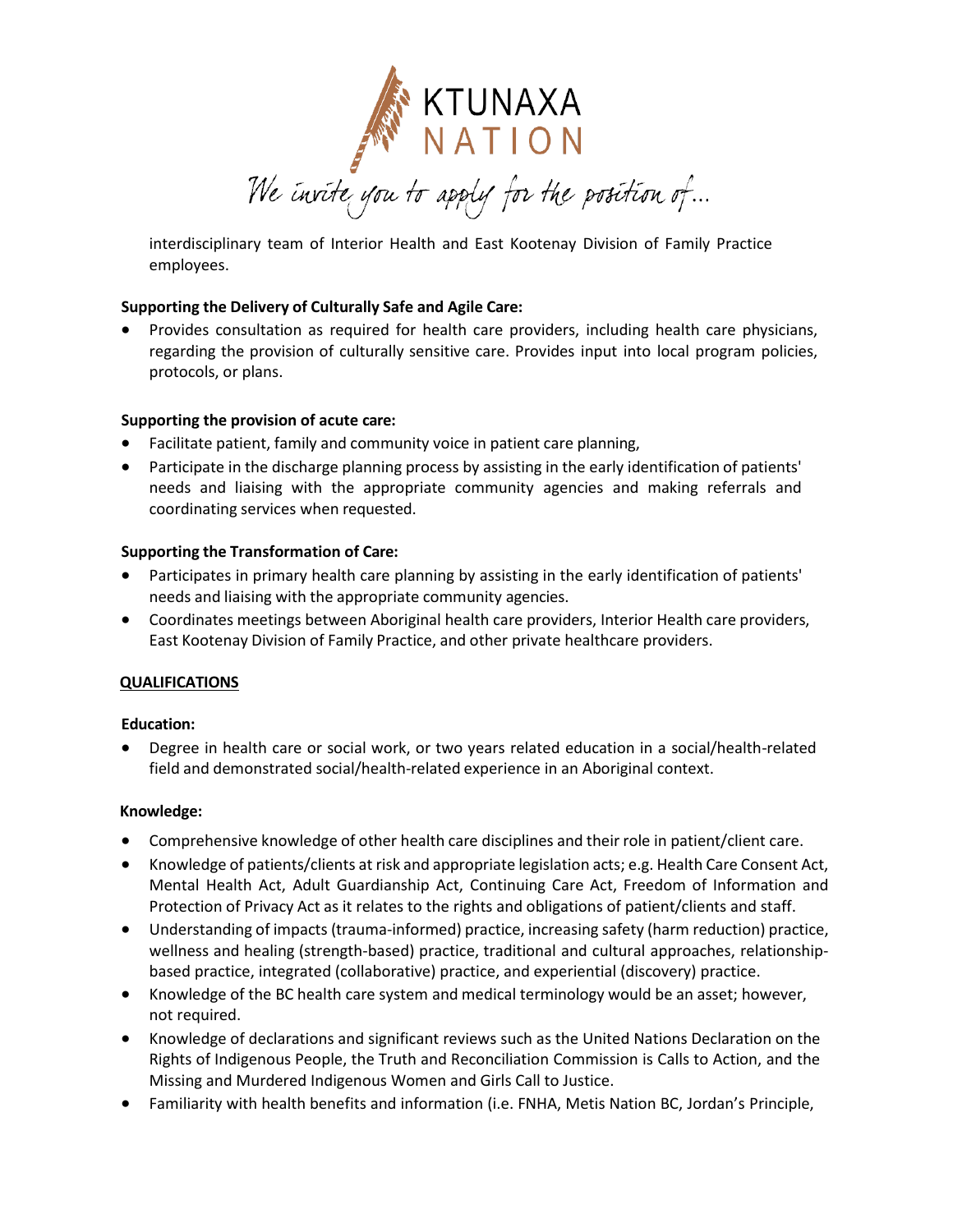interdisciplinary team of Interior Health and East Kootenay Division of Family Practice employees.

**Supporting the Delivery of Culturally Safe and Agile Care:**

- Provides consultation as required for health care providers, including health care physicians, regarding the provision of culturally sensitive care. Provides input into local program policies, protocols, or plans.

**Supporting the provision of acute care:**

- Facilitate patient, family and community voice in patient care planning,
- Participate in the discharge planning process by assisting in the early identification of patients' needs and liaising with the appropriate community agencies and making referrals and coordinating services when requested.

**Supporting the Transformation of Care:**

- Participates in primary health care planning by assisting in the early identification of patients' needs and liaising with the appropriate community agencies.
- Coordinates meetings between Aboriginal health care providers, Interior Health care providers, East Kootenay Division of Family Practice, and other private healthcare providers.

## QUALIFICATIONS

**Education:**

- Degree in health care or social work, or two years related education in a social/health-related field and demonstrated social/health-related experience in an Aboriginal context.

**Knowledge:**

- Comprehensive knowledge of other health care disciplines and their role in patient/client care.
- Knowledge of patients/clients at risk and appropriate legislation acts; e.g. Health Care Consent Act, Mental Health Act, Adult Guardianship Act, Continuing Care Act, Freedom of Information and Protection of Privacy Act as it relates to the rights and obligations of patient/clients and staff.
- Understanding of impacts (trauma-informed) practice, increasing safety (harm reduction) practice, wellness and healing (strength-based) practice, traditional and cultural approaches, relationship-based practice, integrated (collaborative) practice, and experiential (discovery) practice.
- Knowledge of the BC health care system and medical terminology would be an asset; however, not required.
- Knowledge of declarations and significant reviews such as the United Nations Declaration on the Rights of Indigenous People, the Truth and Reconciliation Commission is Calls to Action, and the Missing and Murdered Indigenous Women and Girls Call to Justice.
- Familiarity with health benefits and information (i.e. FNHA, Metis Nation BC, Jordan's Principle,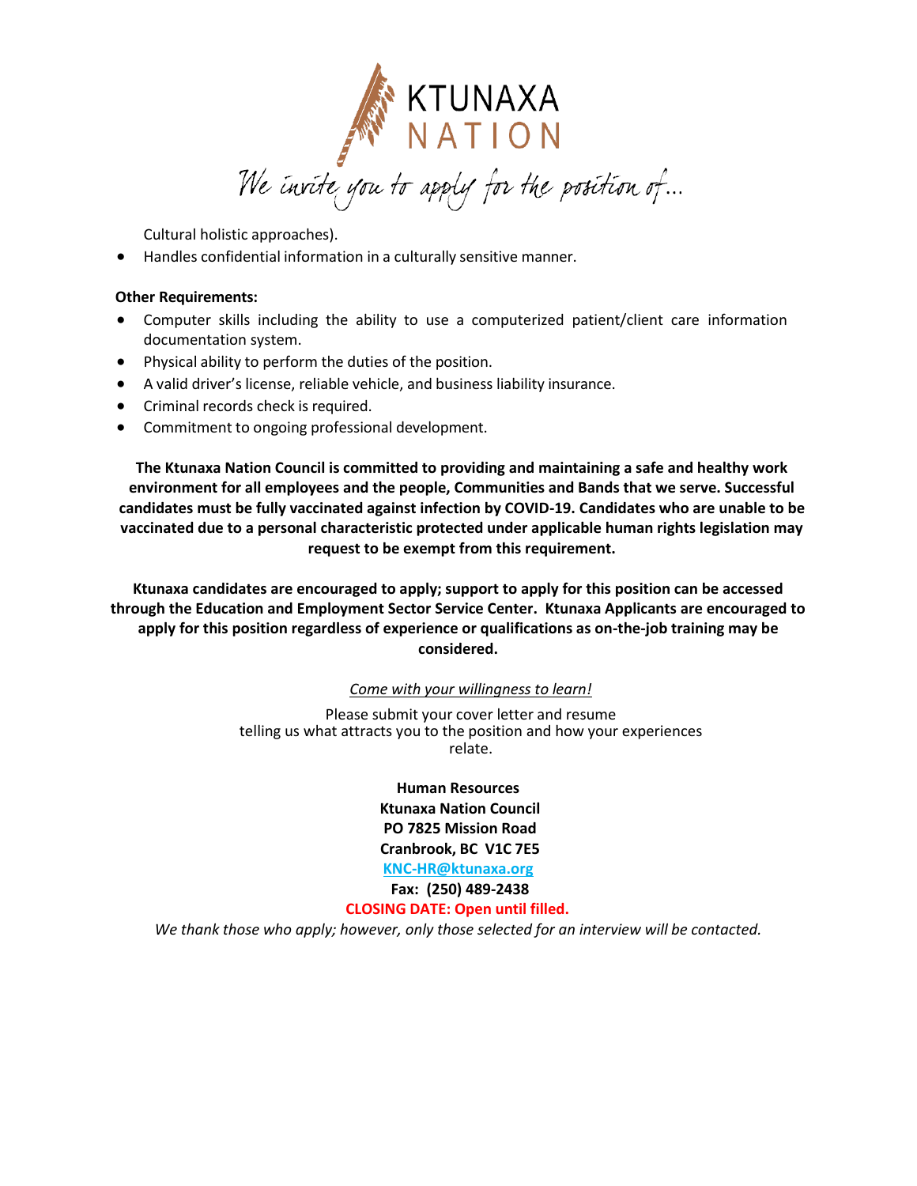Cultural holistic approaches).

- Handles confidential information in a culturally sensitive manner.

**Other Requirements:**

- Computer skills including the ability to use a computerized patient/client care information documentation system.
- Physical ability to perform the duties of the position.
- A valid driver's license, reliable vehicle, and business liability insurance.
- Criminal records check is required.
- Commitment to ongoing professional development.

**The Ktunaxa Nation Council is committed to providing and maintaining a safe and healthy work environment for all employees and the people, Communities and Bands that we serve. Successful candidates must be fully vaccinated against infection by COVID-19. Candidates who are unable to be vaccinated due to a personal characteristic protected under applicable human rights legislation may request to be exempt from this requirement.**

**Ktunaxa candidates are encouraged to apply; support to apply for this position can be accessed through the Education and Employment Sector Service Center. Ktunaxa Applicants are encouraged to apply for this position regardless of experience or qualifications as on-the-job training may be considered.**

*Come with your willingness to learn!*

Please submit your cover letter and resume telling us what attracts you to the position and how your experiences relate.

**Human Resources**
**Ktunaxa Nation Council**
**PO 7825 Mission Road**
**Cranbrook, BC V1C 7E5**
**KNC-HR@ktunaxa.org**
**Fax: (250) 489-2438**

**CLOSING DATE: Open until filled.**

*We thank those who apply; however, only those selected for an interview will be contacted.*